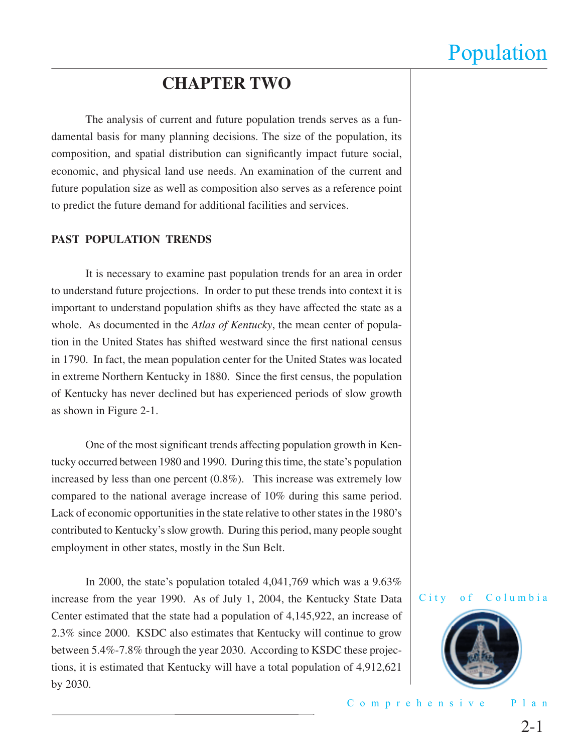# CHAPTER TWO

The analysis of current and future population trends serves as a fundamental basis for many planning decisions. The size of the population, its composition, and spatial distribution can significantly impact future social, economic, and physical land use needs. An examination of the current and future population size as well as composition also serves as a reference point to predict the future demand for additional facilities and services.

## PAST POPULATION TRENDS

It is necessary to examine past population trends for an area in order to understand future projections. In order to put these trends into context it is important to understand population shifts as they have affected the state as a whole. As documented in the *Atlas of Kentucky*, the mean center of population in the United States has shifted westward since the first national census in 1790. In fact, the mean population center for the United States was located in extreme Northern Kentucky in 1880. Since the first census, the population of Kentucky has never declined but has experienced periods of slow growth as shown in Figure 2-1.

One of the most significant trends affecting population growth in Kentucky occurred between 1980 and 1990. During this time, the state's population increased by less than one percent (0.8%). This increase was extremely low compared to the national average increase of 10% during this same period. Lack of economic opportunities in the state relative to other states in the 1980's contributed to Kentucky's slow growth. During this period, many people sought employment in other states, mostly in the Sun Belt.

In 2000, the state's population totaled 4,041,769 which was a 9.63% increase from the year 1990. As of July 1, 2004, the Kentucky State Data Center estimated that the state had a population of 4,145,922, an increase of 2.3% since 2000. KSDC also estimates that Kentucky will continue to grow between 5.4%-7.8% through the year 2030. According to KSDC these projections, it is estimated that Kentucky will have a total population of 4,912,621 by 2030.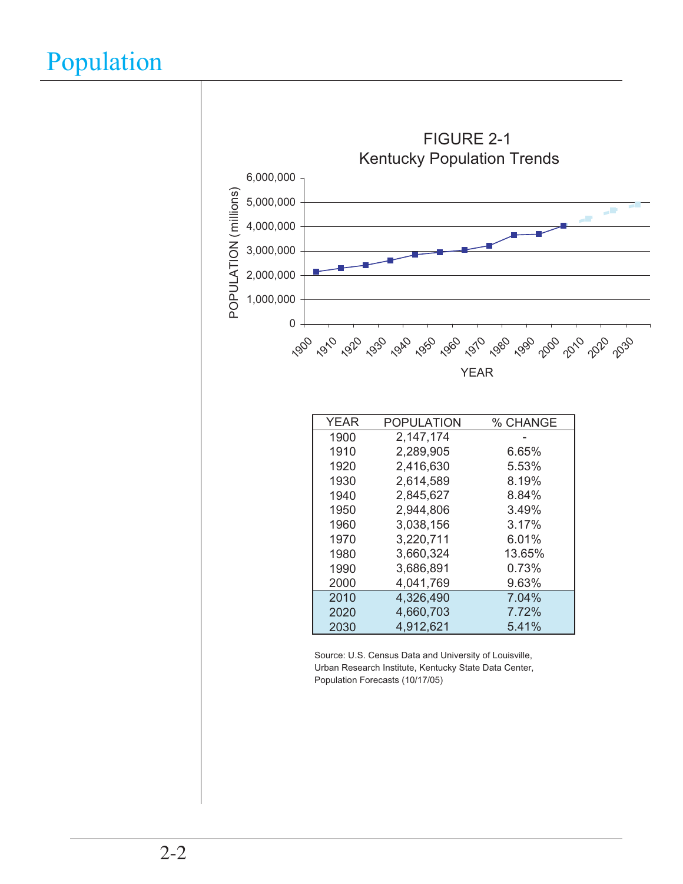# Population

FIGURE 2-1
Kentucky Population Trends

| YEAR | POPULATION | % CHANGE |
|---|---|---|
| 1900 | 2,147,174 | - |
| 1910 | 2,289,905 | 6.65% |
| 1920 | 2,416,630 | 5.53% |
| 1930 | 2,614,589 | 8.19% |
| 1940 | 2,845,627 | 8.84% |
| 1950 | 2,944,806 | 3.49% |
| 1960 | 3,038,156 | 3.17% |
| 1970 | 3,220,711 | 6.01% |
| 1980 | 3,660,324 | 13.65% |
| 1990 | 3,686,891 | 0.73% |
| 2000 | 4,041,769 | 9.63% |
| 2010 | 4,326,490 | 7.04% |
| 2020 | 4,660,703 | 7.72% |
| 2030 | 4,912,621 | 5.41% |

Source: U.S. Census Data and University of Louisville, Urban Research Institute, Kentucky State Data Center, Population Forecasts (10/17/05)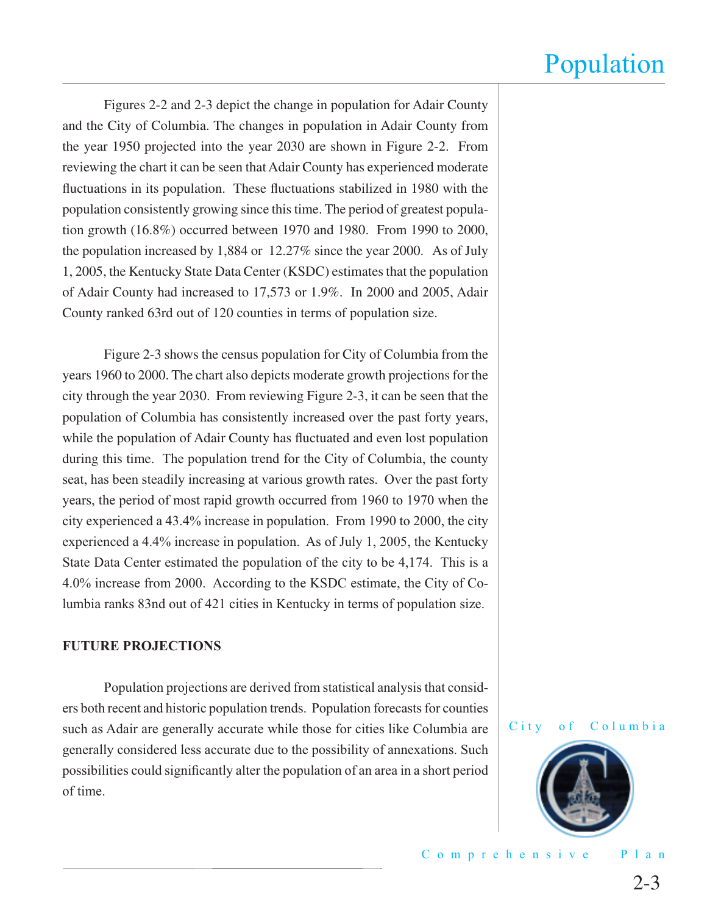Figures 2-2 and 2-3 depict the change in population for Adair County and the City of Columbia. The changes in population in Adair County from the year 1950 projected into the year 2030 are shown in Figure 2-2. From reviewing the chart it can be seen that Adair County has experienced moderate fluctuations in its population. These fluctuations stabilized in 1980 with the population consistently growing since this time. The period of greatest population growth (16.8%) occurred between 1970 and 1980. From 1990 to 2000, the population increased by 1,884 or 12.27% since the year 2000. As of July 1, 2005, the Kentucky State Data Center (KSDC) estimates that the population of Adair County had increased to 17,573 or 1.9%. In 2000 and 2005, Adair County ranked 63rd out of 120 counties in terms of population size.

Figure 2-3 shows the census population for City of Columbia from the years 1960 to 2000. The chart also depicts moderate growth projections for the city through the year 2030. From reviewing Figure 2-3, it can be seen that the population of Columbia has consistently increased over the past forty years, while the population of Adair County has fluctuated and even lost population during this time. The population trend for the City of Columbia, the county seat, has been steadily increasing at various growth rates. Over the past forty years, the period of most rapid growth occurred from 1960 to 1970 when the city experienced a 43.4% increase in population. From 1990 to 2000, the city experienced a 4.4% increase in population. As of July 1, 2005, the Kentucky State Data Center estimated the population of the city to be 4,174. This is a 4.0% increase from 2000. According to the KSDC estimate, the City of Columbia ranks 83nd out of 421 cities in Kentucky in terms of population size.

**FUTURE PROJECTIONS**

Population projections are derived from statistical analysis that considers both recent and historic population trends. Population forecasts for counties such as Adair are generally accurate while those for cities like Columbia are generally considered less accurate due to the possibility of annexations. Such possibilities could significantly alter the population of an area in a short period of time.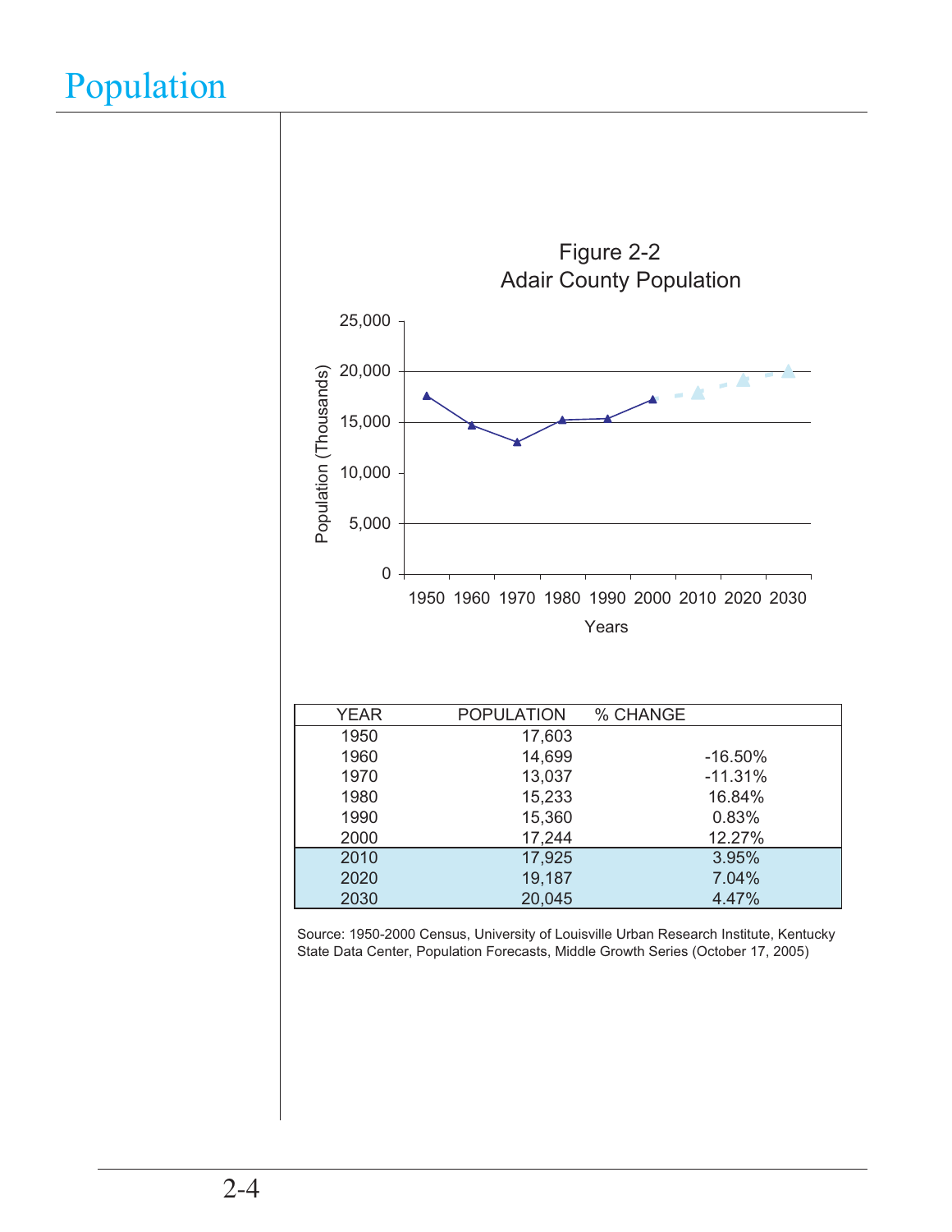# Population

Figure 2-2
Adair County Population

| YEAR | POPULATION | % CHANGE |
|---|---|---|
| 1950 | 17,603 | |
| 1960 | 14,699 | -16.50% |
| 1970 | 13,037 | -11.31% |
| 1980 | 15,233 | 16.84% |
| 1990 | 15,360 | 0.83% |
| 2000 | 17,244 | 12.27% |
| 2010 | 17,925 | 3.95% |
| 2020 | 19,187 | 7.04% |
| 2030 | 20,045 | 4.47% |

Source: 1950-2000 Census, University of Louisville Urban Research Institute, Kentucky State Data Center, Population Forecasts, Middle Growth Series (October 17, 2005)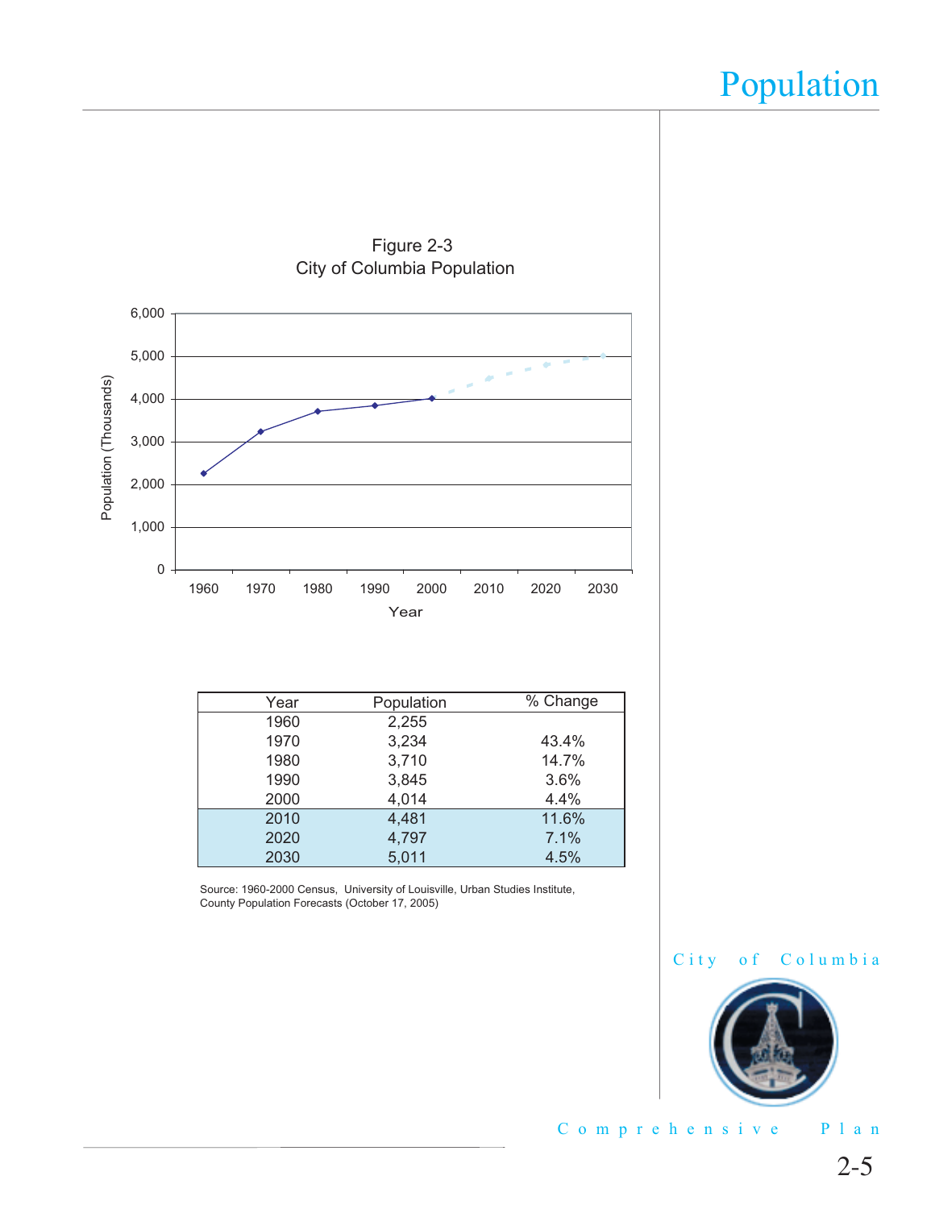# Population

Figure 2-3
City of Columbia Population

| Year | Population | % Change |
|---|---|---|
| 1960 | 2,255 | |
| 1970 | 3,234 | 43.4% |
| 1980 | 3,710 | 14.7% |
| 1990 | 3,845 | 3.6% |
| 2000 | 4,014 | 4.4% |
| 2010 | 4,481 | 11.6% |
| 2020 | 4,797 | 7.1% |
| 2030 | 5,011 | 4.5% |

Source: 1960-2000 Census, University of Louisville, Urban Studies Institute, County Population Forecasts (October 17, 2005)

City of Columbia

Comprehensive Plan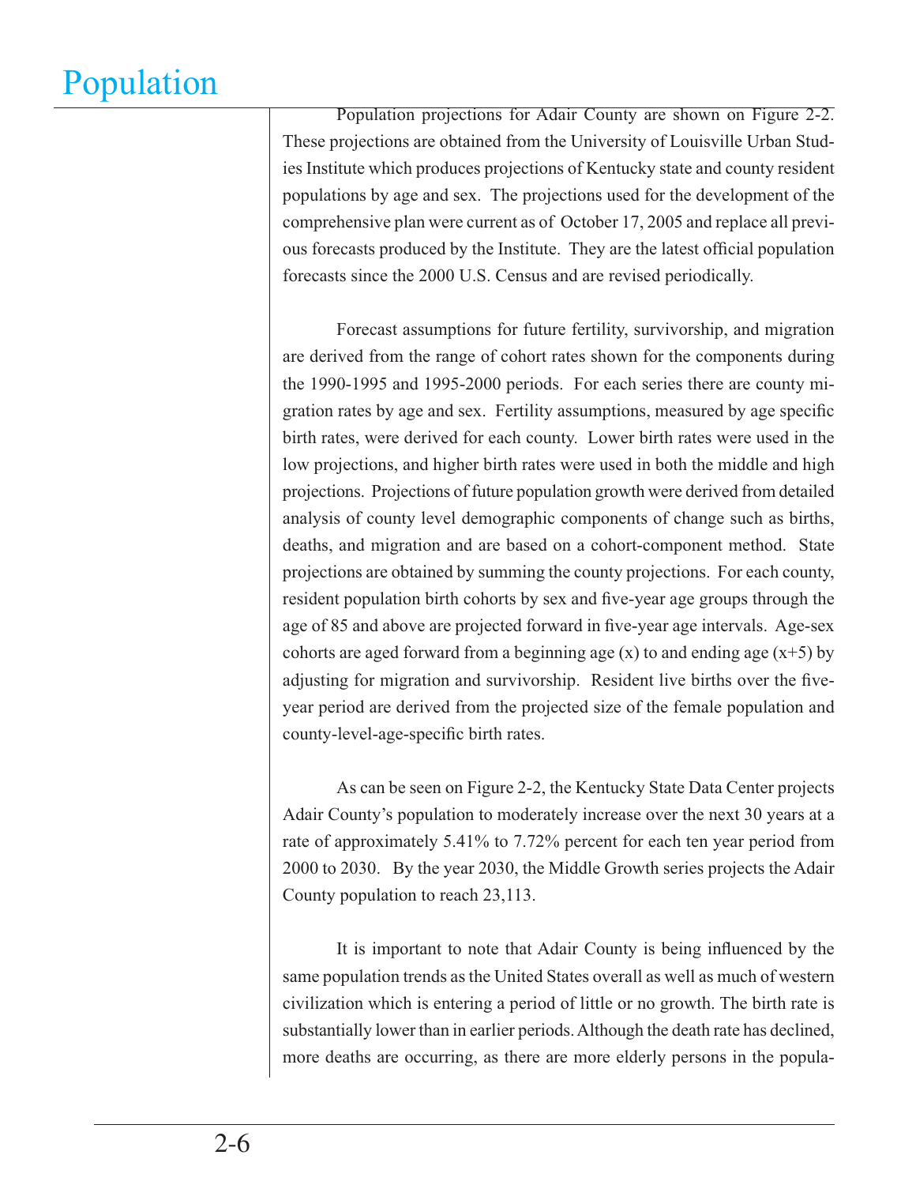# Population

Population projections for Adair County are shown on Figure 2-2. These projections are obtained from the University of Louisville Urban Studies Institute which produces projections of Kentucky state and county resident populations by age and sex. The projections used for the development of the comprehensive plan were current as of October 17, 2005 and replace all previous forecasts produced by the Institute. They are the latest official population forecasts since the 2000 U.S. Census and are revised periodically.

Forecast assumptions for future fertility, survivorship, and migration are derived from the range of cohort rates shown for the components during the 1990-1995 and 1995-2000 periods. For each series there are county migration rates by age and sex. Fertility assumptions, measured by age specific birth rates, were derived for each county. Lower birth rates were used in the low projections, and higher birth rates were used in both the middle and high projections. Projections of future population growth were derived from detailed analysis of county level demographic components of change such as births, deaths, and migration and are based on a cohort-component method. State projections are obtained by summing the county projections. For each county, resident population birth cohorts by sex and five-year age groups through the age of 85 and above are projected forward in five-year age intervals. Age-sex cohorts are aged forward from a beginning age (x) to and ending age (x+5) by adjusting for migration and survivorship. Resident live births over the five-year period are derived from the projected size of the female population and county-level-age-specific birth rates.

As can be seen on Figure 2-2, the Kentucky State Data Center projects Adair County's population to moderately increase over the next 30 years at a rate of approximately 5.41% to 7.72% percent for each ten year period from 2000 to 2030. By the year 2030, the Middle Growth series projects the Adair County population to reach 23,113.

It is important to note that Adair County is being influenced by the same population trends as the United States overall as well as much of western civilization which is entering a period of little or no growth. The birth rate is substantially lower than in earlier periods. Although the death rate has declined, more deaths are occurring, as there are more elderly persons in the popula-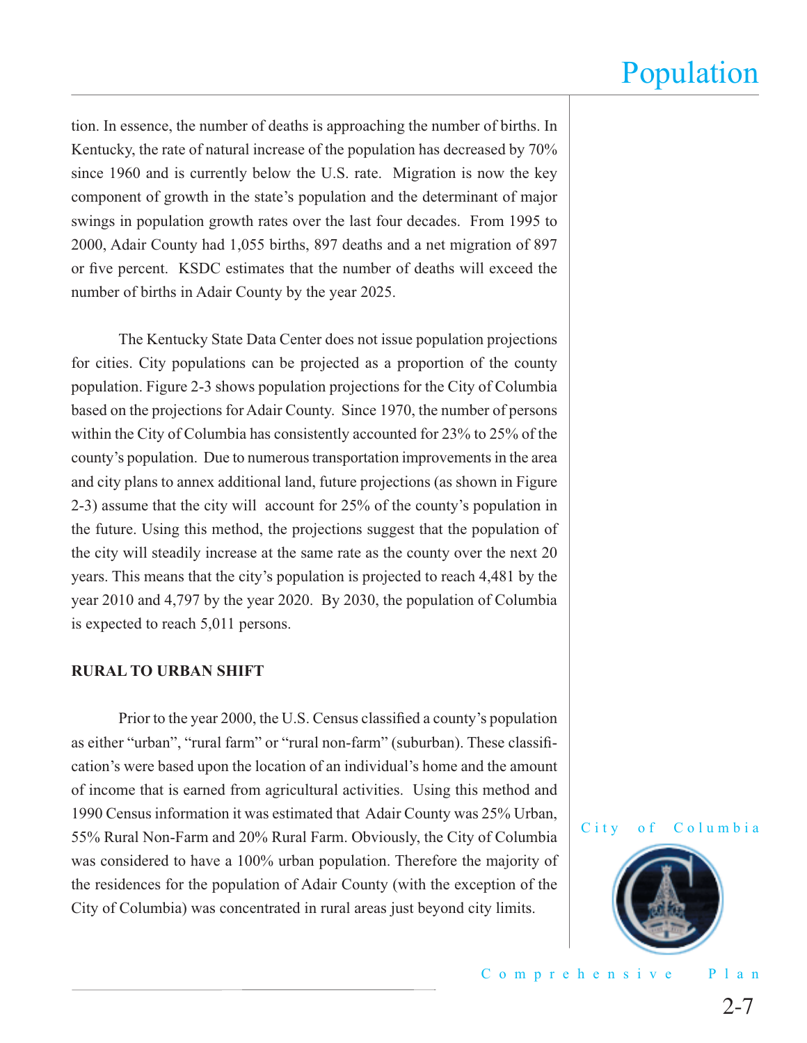tion. In essence, the number of deaths is approaching the number of births. In Kentucky, the rate of natural increase of the population has decreased by 70% since 1960 and is currently below the U.S. rate. Migration is now the key component of growth in the state's population and the determinant of major swings in population growth rates over the last four decades. From 1995 to 2000, Adair County had 1,055 births, 897 deaths and a net migration of 897 or five percent. KSDC estimates that the number of deaths will exceed the number of births in Adair County by the year 2025.

The Kentucky State Data Center does not issue population projections for cities. City populations can be projected as a proportion of the county population. Figure 2-3 shows population projections for the City of Columbia based on the projections for Adair County. Since 1970, the number of persons within the City of Columbia has consistently accounted for 23% to 25% of the county's population. Due to numerous transportation improvements in the area and city plans to annex additional land, future projections (as shown in Figure 2-3) assume that the city will account for 25% of the county's population in the future. Using this method, the projections suggest that the population of the city will steadily increase at the same rate as the county over the next 20 years. This means that the city's population is projected to reach 4,481 by the year 2010 and 4,797 by the year 2020. By 2030, the population of Columbia is expected to reach 5,011 persons.

**RURAL TO URBAN SHIFT**

Prior to the year 2000, the U.S. Census classified a county's population as either "urban", "rural farm" or "rural non-farm" (suburban). These classification's were based upon the location of an individual's home and the amount of income that is earned from agricultural activities. Using this method and 1990 Census information it was estimated that Adair County was 25% Urban, 55% Rural Non-Farm and 20% Rural Farm. Obviously, the City of Columbia was considered to have a 100% urban population. Therefore the majority of the residences for the population of Adair County (with the exception of the City of Columbia) was concentrated in rural areas just beyond city limits.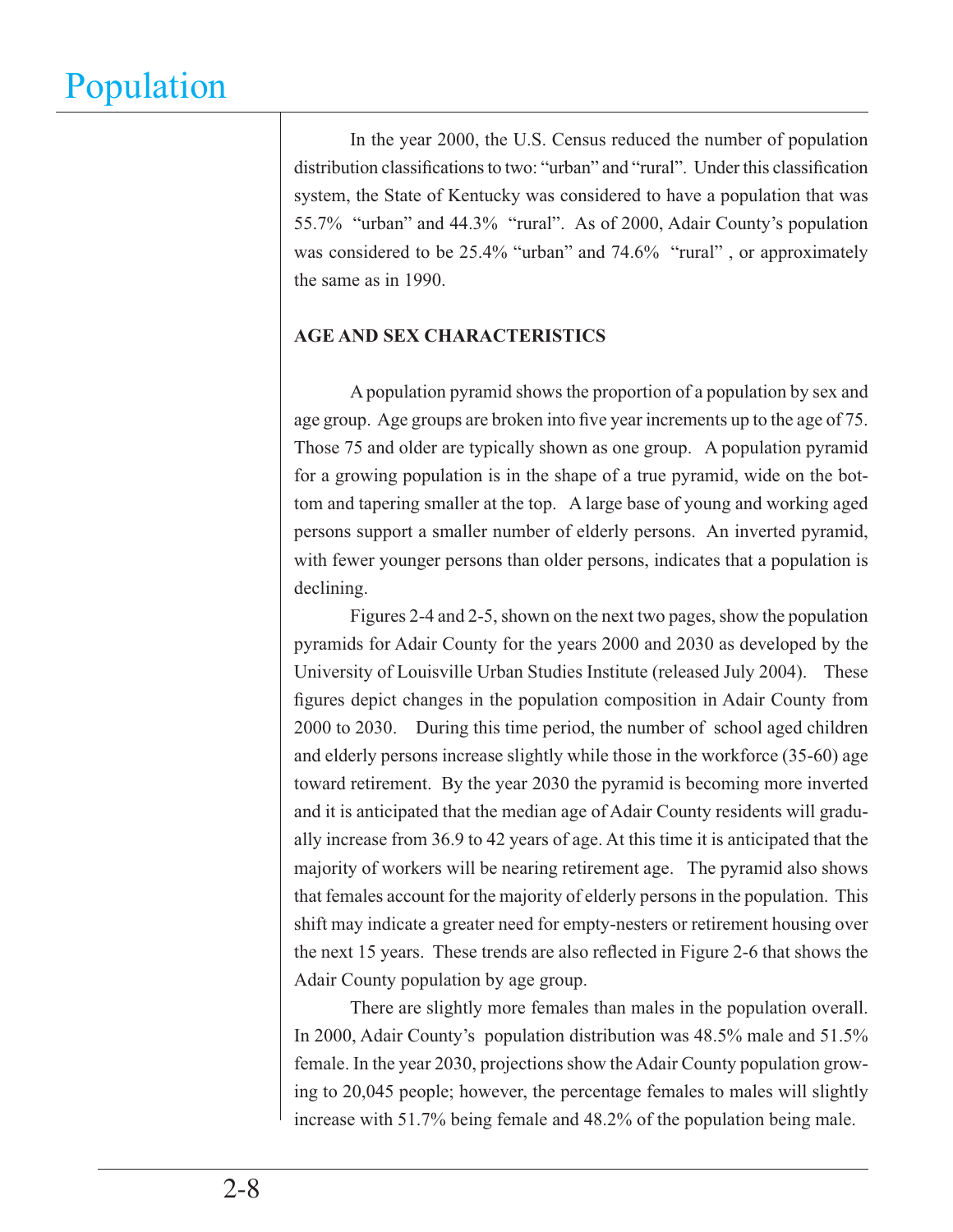# Population

In the year 2000, the U.S. Census reduced the number of population distribution classifications to two: "urban" and "rural". Under this classification system, the State of Kentucky was considered to have a population that was 55.7% "urban" and 44.3% "rural". As of 2000, Adair County's population was considered to be 25.4% "urban" and 74.6% "rural" , or approximately the same as in 1990.

**AGE AND SEX CHARACTERISTICS**

A population pyramid shows the proportion of a population by sex and age group. Age groups are broken into five year increments up to the age of 75. Those 75 and older are typically shown as one group. A population pyramid for a growing population is in the shape of a true pyramid, wide on the bottom and tapering smaller at the top. A large base of young and working aged persons support a smaller number of elderly persons. An inverted pyramid, with fewer younger persons than older persons, indicates that a population is declining.

Figures 2-4 and 2-5, shown on the next two pages, show the population pyramids for Adair County for the years 2000 and 2030 as developed by the University of Louisville Urban Studies Institute (released July 2004). These figures depict changes in the population composition in Adair County from 2000 to 2030. During this time period, the number of school aged children and elderly persons increase slightly while those in the workforce (35-60) age toward retirement. By the year 2030 the pyramid is becoming more inverted and it is anticipated that the median age of Adair County residents will gradually increase from 36.9 to 42 years of age. At this time it is anticipated that the majority of workers will be nearing retirement age. The pyramid also shows that females account for the majority of elderly persons in the population. This shift may indicate a greater need for empty-nesters or retirement housing over the next 15 years. These trends are also reflected in Figure 2-6 that shows the Adair County population by age group.

There are slightly more females than males in the population overall. In 2000, Adair County's population distribution was 48.5% male and 51.5% female. In the year 2030, projections show the Adair County population growing to 20,045 people; however, the percentage females to males will slightly increase with 51.7% being female and 48.2% of the population being male.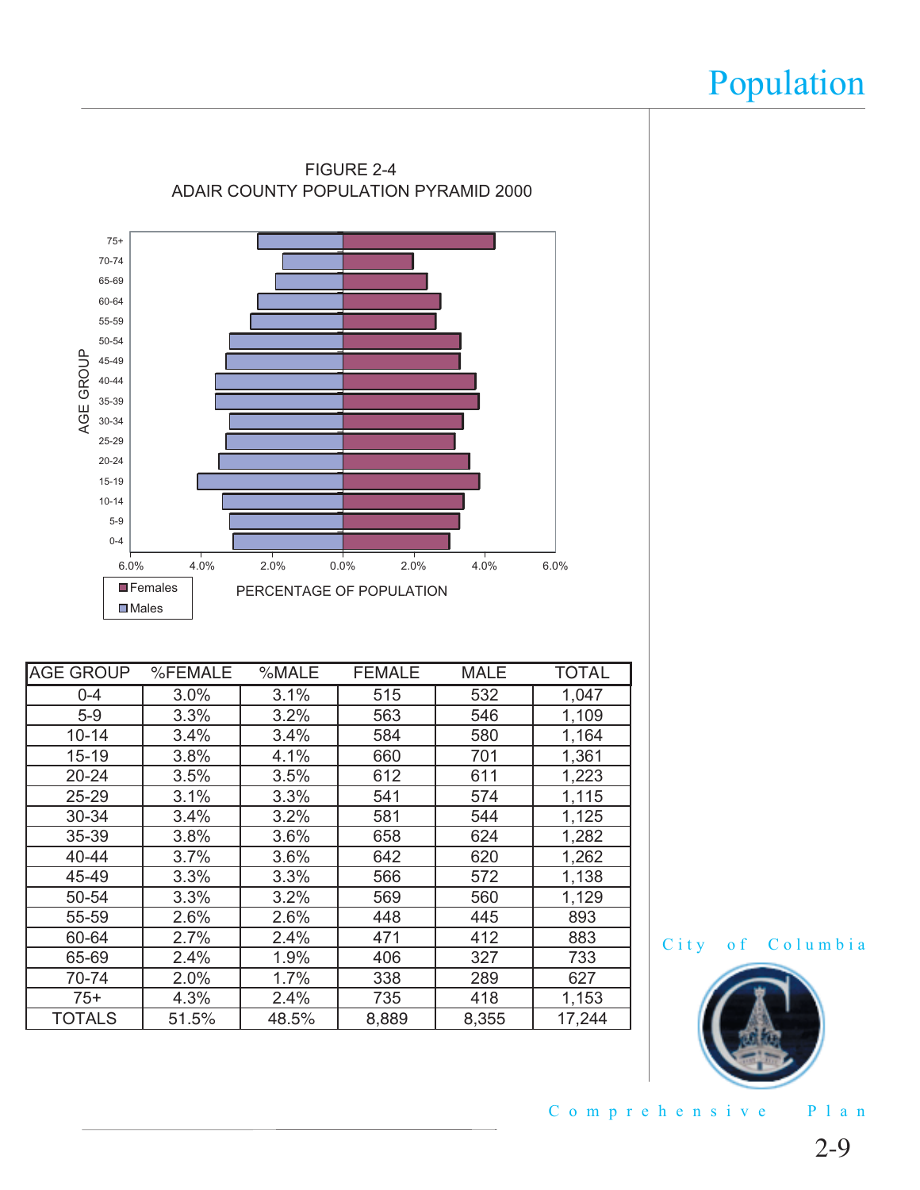FIGURE 2-4
ADAIR COUNTY POPULATION PYRAMID 2000

| AGE GROUP | %FEMALE | %MALE | FEMALE | MALE | TOTAL |
|---|---|---|---|---|---|
| 0-4 | 3.0% | 3.1% | 515 | 532 | 1,047 |
| 5-9 | 3.3% | 3.2% | 563 | 546 | 1,109 |
| 10-14 | 3.4% | 3.4% | 584 | 580 | 1,164 |
| 15-19 | 3.8% | 4.1% | 660 | 701 | 1,361 |
| 20-24 | 3.5% | 3.5% | 612 | 611 | 1,223 |
| 25-29 | 3.1% | 3.3% | 541 | 574 | 1,115 |
| 30-34 | 3.4% | 3.2% | 581 | 544 | 1,125 |
| 35-39 | 3.8% | 3.6% | 658 | 624 | 1,282 |
| 40-44 | 3.7% | 3.6% | 642 | 620 | 1,262 |
| 45-49 | 3.3% | 3.3% | 566 | 572 | 1,138 |
| 50-54 | 3.3% | 3.2% | 569 | 560 | 1,129 |
| 55-59 | 2.6% | 2.6% | 448 | 445 | 893 |
| 60-64 | 2.7% | 2.4% | 471 | 412 | 883 |
| 65-69 | 2.4% | 1.9% | 406 | 327 | 733 |
| 70-74 | 2.0% | 1.7% | 338 | 289 | 627 |
| 75+ | 4.3% | 2.4% | 735 | 418 | 1,153 |
| TOTALS | 51.5% | 48.5% | 8,889 | 8,355 | 17,244 |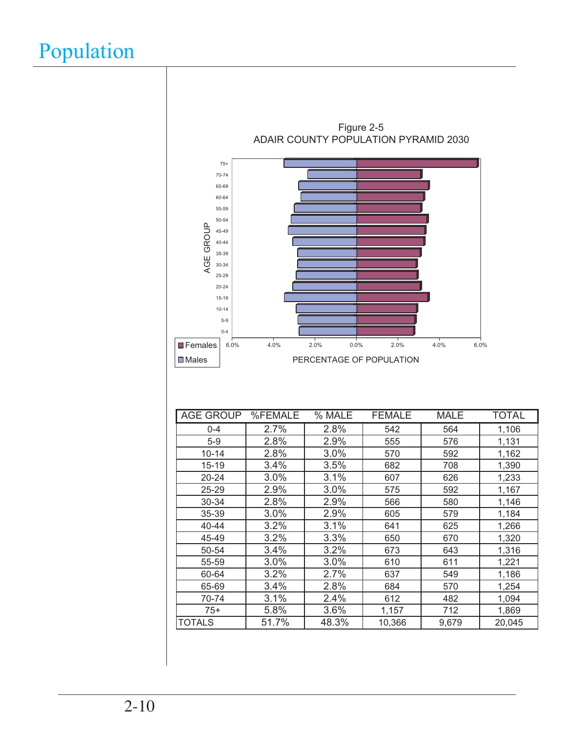# Population

Figure 2-5
ADAIR COUNTY POPULATION PYRAMID 2030

| AGE GROUP | %FEMALE | % MALE | FEMALE | MALE | TOTAL |
|---|---|---|---|---|---|
| 0-4 | 2.7% | 2.8% | 542 | 564 | 1,106 |
| 5-9 | 2.8% | 2.9% | 555 | 576 | 1,131 |
| 10-14 | 2.8% | 3.0% | 570 | 592 | 1,162 |
| 15-19 | 3.4% | 3.5% | 682 | 708 | 1,390 |
| 20-24 | 3.0% | 3.1% | 607 | 626 | 1,233 |
| 25-29 | 2.9% | 3.0% | 575 | 592 | 1,167 |
| 30-34 | 2.8% | 2.9% | 566 | 580 | 1,146 |
| 35-39 | 3.0% | 2.9% | 605 | 579 | 1,184 |
| 40-44 | 3.2% | 3.1% | 641 | 625 | 1,266 |
| 45-49 | 3.2% | 3.3% | 650 | 670 | 1,320 |
| 50-54 | 3.4% | 3.2% | 673 | 643 | 1,316 |
| 55-59 | 3.0% | 3.0% | 610 | 611 | 1,221 |
| 60-64 | 3.2% | 2.7% | 637 | 549 | 1,186 |
| 65-69 | 3.4% | 2.8% | 684 | 570 | 1,254 |
| 70-74 | 3.1% | 2.4% | 612 | 482 | 1,094 |
| 75+ | 5.8% | 3.6% | 1,157 | 712 | 1,869 |
| TOTALS | 51.7% | 48.3% | 10,366 | 9,679 | 20,045 |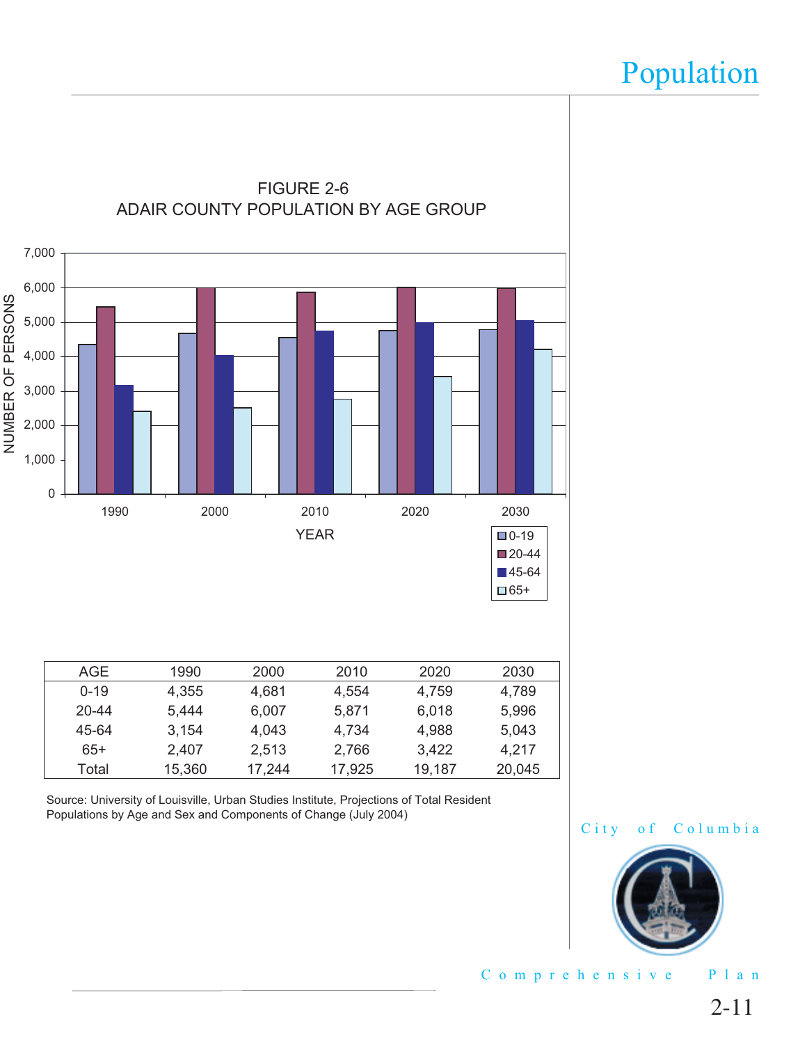FIGURE 2-6
ADAIR COUNTY POPULATION BY AGE GROUP

| AGE | 1990 | 2000 | 2010 | 2020 | 2030 |
|---|---|---|---|---|---|
| 0-19 | 4,355 | 4,681 | 4,554 | 4,759 | 4,789 |
| 20-44 | 5,444 | 6,007 | 5,871 | 6,018 | 5,996 |
| 45-64 | 3,154 | 4,043 | 4,734 | 4,988 | 5,043 |
| 65+ | 2,407 | 2,513 | 2,766 | 3,422 | 4,217 |
| Total | 15,360 | 17,244 | 17,925 | 19,187 | 20,045 |

Source: University of Louisville, Urban Studies Institute, Projections of Total Resident Populations by Age and Sex and Components of Change (July 2004)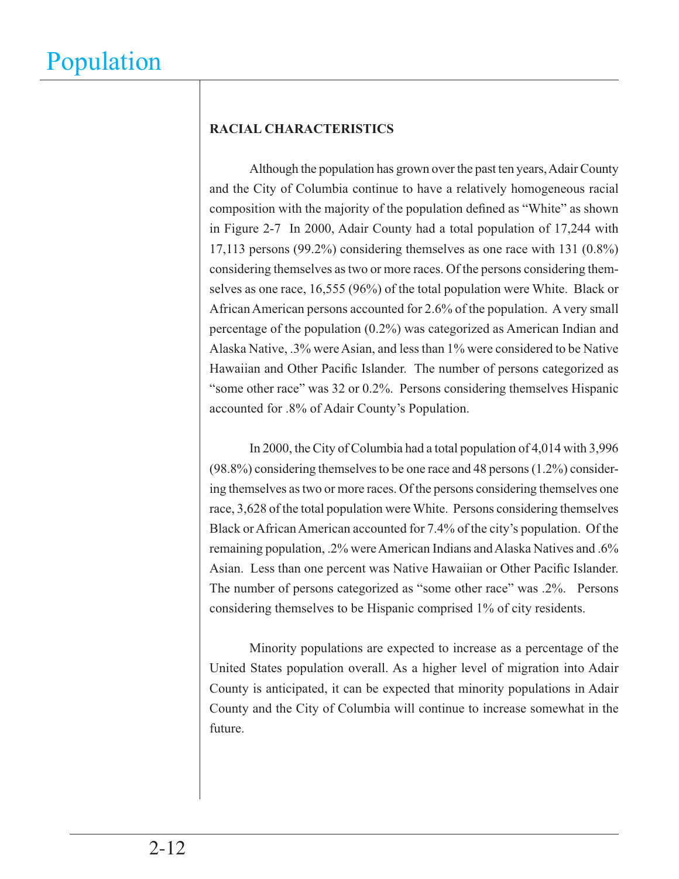## RACIAL CHARACTERISTICS

Although the population has grown over the past ten years, Adair County and the City of Columbia continue to have a relatively homogeneous racial composition with the majority of the population defined as "White" as shown in Figure 2-7 In 2000, Adair County had a total population of 17,244 with 17,113 persons (99.2%) considering themselves as one race with 131 (0.8%) considering themselves as two or more races. Of the persons considering themselves as one race, 16,555 (96%) of the total population were White. Black or African American persons accounted for 2.6% of the population. A very small percentage of the population (0.2%) was categorized as American Indian and Alaska Native, .3% were Asian, and less than 1% were considered to be Native Hawaiian and Other Pacific Islander. The number of persons categorized as "some other race" was 32 or 0.2%. Persons considering themselves Hispanic accounted for .8% of Adair County's Population.

In 2000, the City of Columbia had a total population of 4,014 with 3,996 (98.8%) considering themselves to be one race and 48 persons (1.2%) considering themselves as two or more races. Of the persons considering themselves one race, 3,628 of the total population were White. Persons considering themselves Black or African American accounted for 7.4% of the city's population. Of the remaining population, .2% were American Indians and Alaska Natives and .6% Asian. Less than one percent was Native Hawaiian or Other Pacific Islander. The number of persons categorized as "some other race" was .2%. Persons considering themselves to be Hispanic comprised 1% of city residents.

Minority populations are expected to increase as a percentage of the United States population overall. As a higher level of migration into Adair County is anticipated, it can be expected that minority populations in Adair County and the City of Columbia will continue to increase somewhat in the future.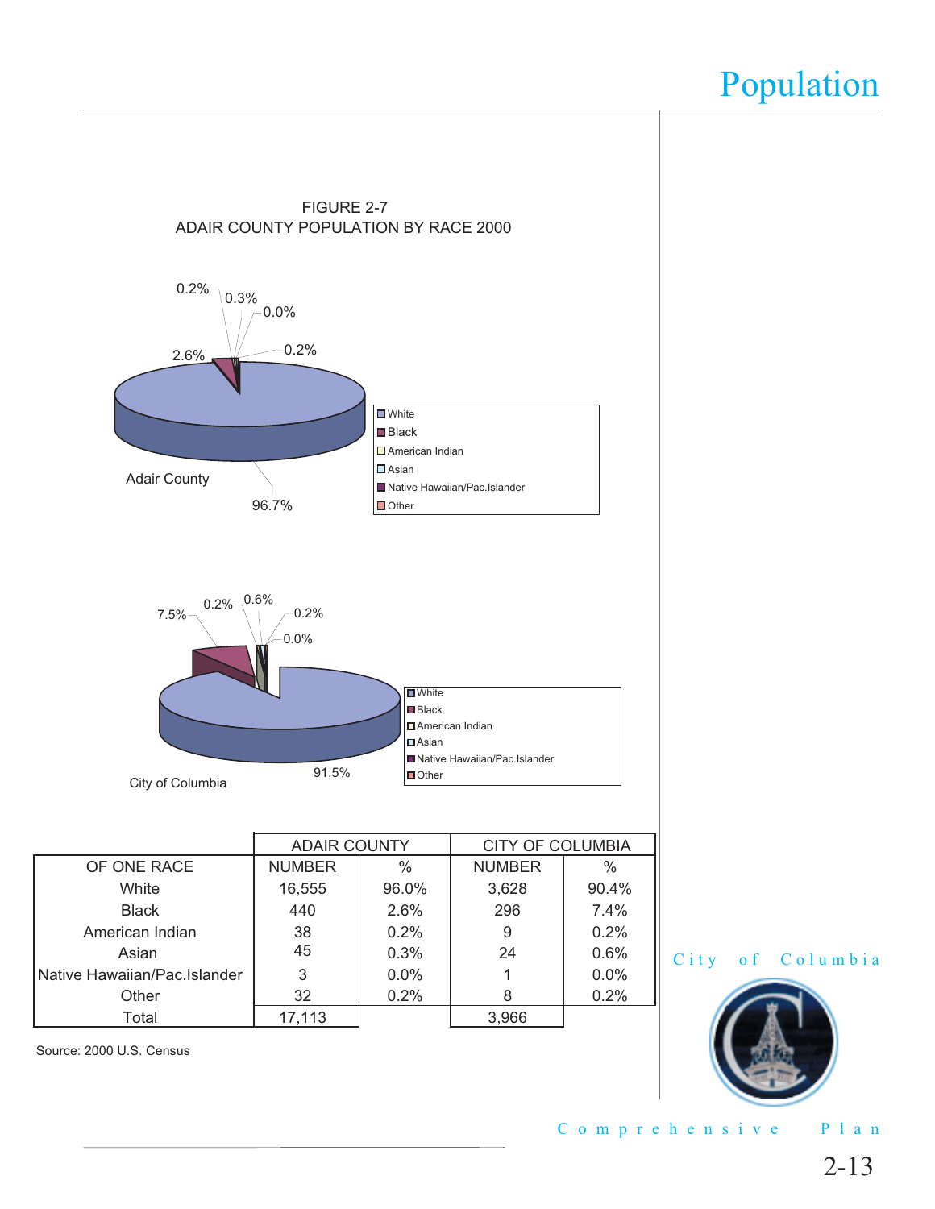# Population

FIGURE 2-7
ADAIR COUNTY POPULATION BY RACE 2000

Adair County

- White — 96.7%
- Black — 2.6%
- American Indian — 0.2%
- Asian — 0.3%
- Native Hawaiian/Pac.Islander — 0.0%
- Other — 0.2%

City of Columbia

- White — 91.5%
- Black — 7.5%
- American Indian — 0.2%
- Asian — 0.6%
- Native Hawaiian/Pac.Islander — 0.0%
- Other — 0.2%

| | ADAIR COUNTY | | CITY OF COLUMBIA | |
|---|---|---|---|---|
| OF ONE RACE | NUMBER | % | NUMBER | % |
| White | 16,555 | 96.0% | 3,628 | 90.4% |
| Black | 440 | 2.6% | 296 | 7.4% |
| American Indian | 38 | 0.2% | 9 | 0.2% |
| Asian | 45 | 0.3% | 24 | 0.6% |
| Native Hawaiian/Pac.Islander | 3 | 0.0% | 1 | 0.0% |
| Other | 32 | 0.2% | 8 | 0.2% |
| Total | 17,113 | | 3,966 | |

Source: 2000 U.S. Census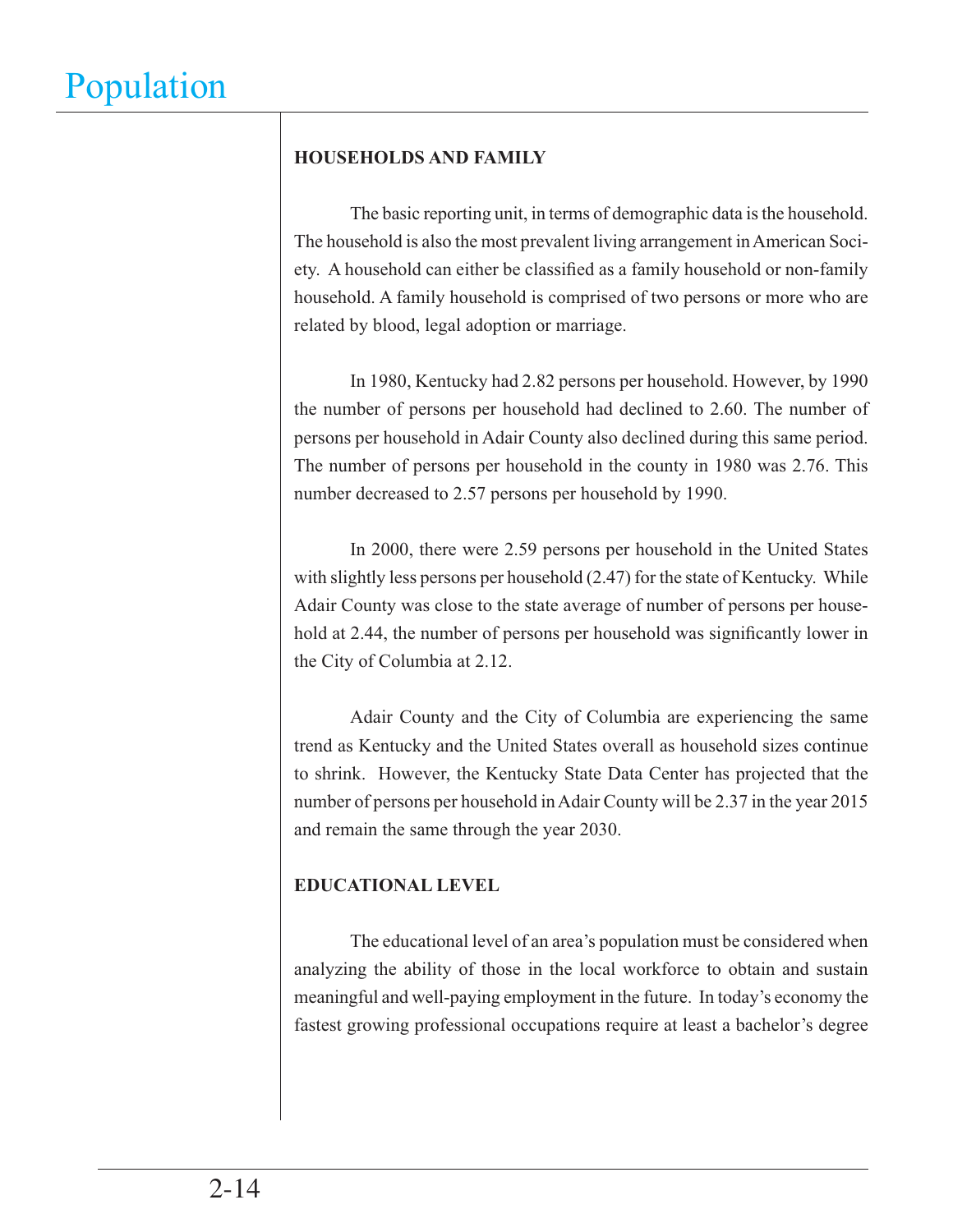## HOUSEHOLDS AND FAMILY

The basic reporting unit, in terms of demographic data is the household. The household is also the most prevalent living arrangement in American Society. A household can either be classified as a family household or non-family household. A family household is comprised of two persons or more who are related by blood, legal adoption or marriage.

In 1980, Kentucky had 2.82 persons per household. However, by 1990 the number of persons per household had declined to 2.60. The number of persons per household in Adair County also declined during this same period. The number of persons per household in the county in 1980 was 2.76. This number decreased to 2.57 persons per household by 1990.

In 2000, there were 2.59 persons per household in the United States with slightly less persons per household (2.47) for the state of Kentucky. While Adair County was close to the state average of number of persons per household at 2.44, the number of persons per household was significantly lower in the City of Columbia at 2.12.

Adair County and the City of Columbia are experiencing the same trend as Kentucky and the United States overall as household sizes continue to shrink. However, the Kentucky State Data Center has projected that the number of persons per household in Adair County will be 2.37 in the year 2015 and remain the same through the year 2030.

## EDUCATIONAL LEVEL

The educational level of an area's population must be considered when analyzing the ability of those in the local workforce to obtain and sustain meaningful and well-paying employment in the future. In today's economy the fastest growing professional occupations require at least a bachelor's degree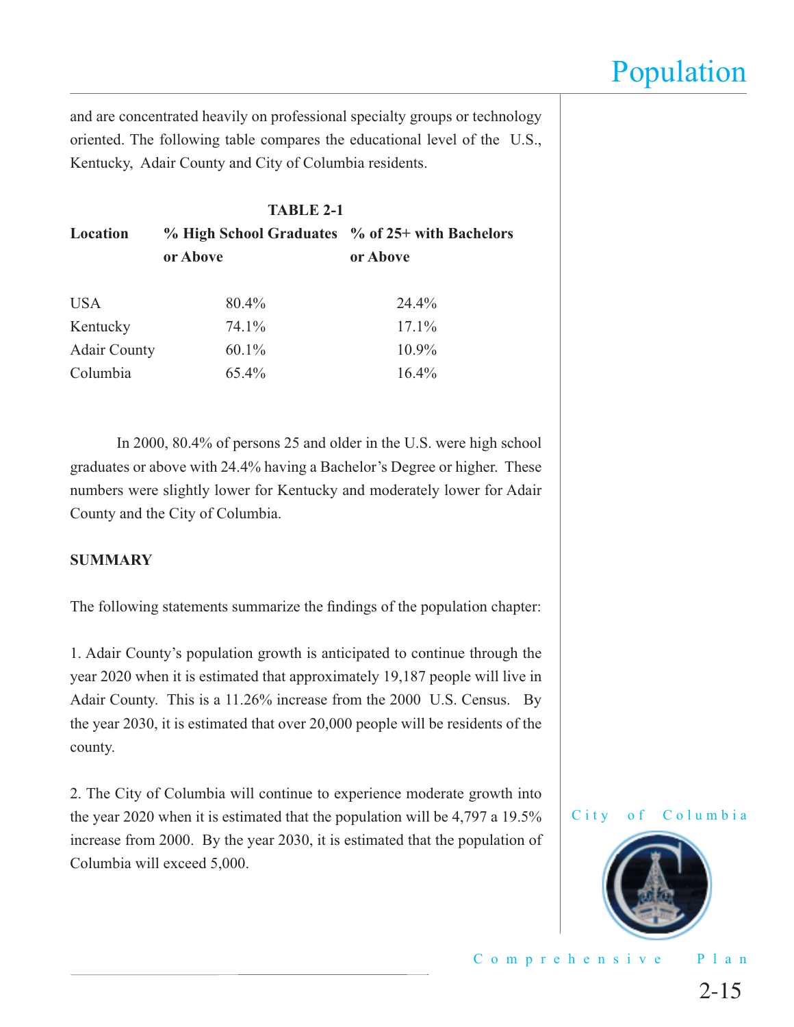and are concentrated heavily on professional specialty groups or technology oriented. The following table compares the educational level of the U.S., Kentucky, Adair County and City of Columbia residents.

**TABLE 2-1**

| Location | % High School Graduates or Above | % of 25+ with Bachelors or Above |
|---|---|---|
| USA | 80.4% | 24.4% |
| Kentucky | 74.1% | 17.1% |
| Adair County | 60.1% | 10.9% |
| Columbia | 65.4% | 16.4% |

In 2000, 80.4% of persons 25 and older in the U.S. were high school graduates or above with 24.4% having a Bachelor's Degree or higher. These numbers were slightly lower for Kentucky and moderately lower for Adair County and the City of Columbia.

**SUMMARY**

The following statements summarize the findings of the population chapter:

1. Adair County's population growth is anticipated to continue through the year 2020 when it is estimated that approximately 19,187 people will live in Adair County. This is a 11.26% increase from the 2000 U.S. Census. By the year 2030, it is estimated that over 20,000 people will be residents of the county.

2. The City of Columbia will continue to experience moderate growth into the year 2020 when it is estimated that the population will be 4,797 a 19.5% increase from 2000. By the year 2030, it is estimated that the population of Columbia will exceed 5,000.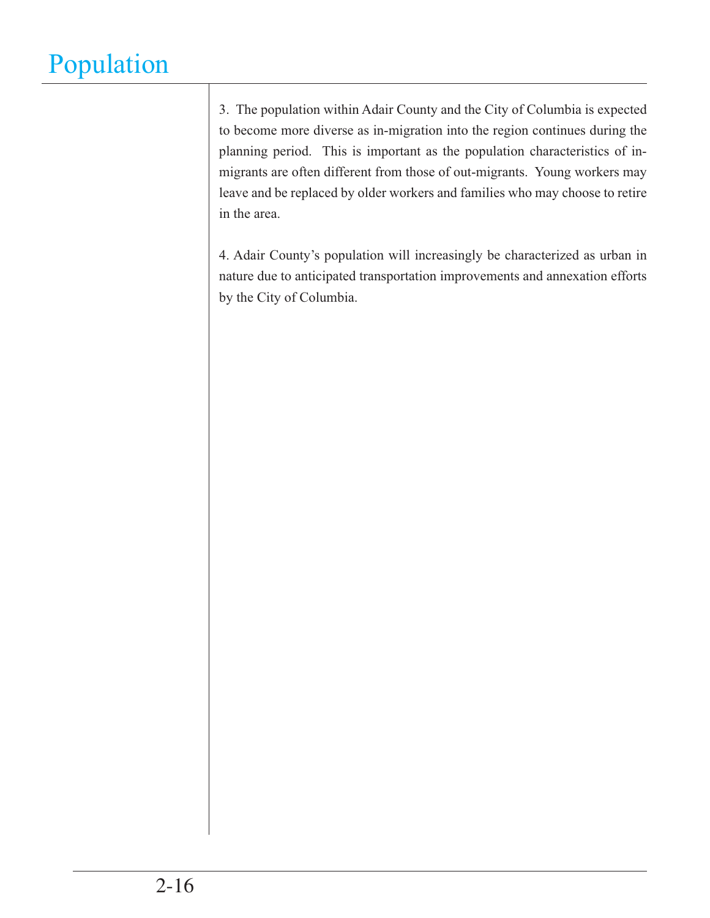3. The population within Adair County and the City of Columbia is expected to become more diverse as in-migration into the region continues during the planning period. This is important as the population characteristics of in-migrants are often different from those of out-migrants. Young workers may leave and be replaced by older workers and families who may choose to retire in the area.

4. Adair County's population will increasingly be characterized as urban in nature due to anticipated transportation improvements and annexation efforts by the City of Columbia.